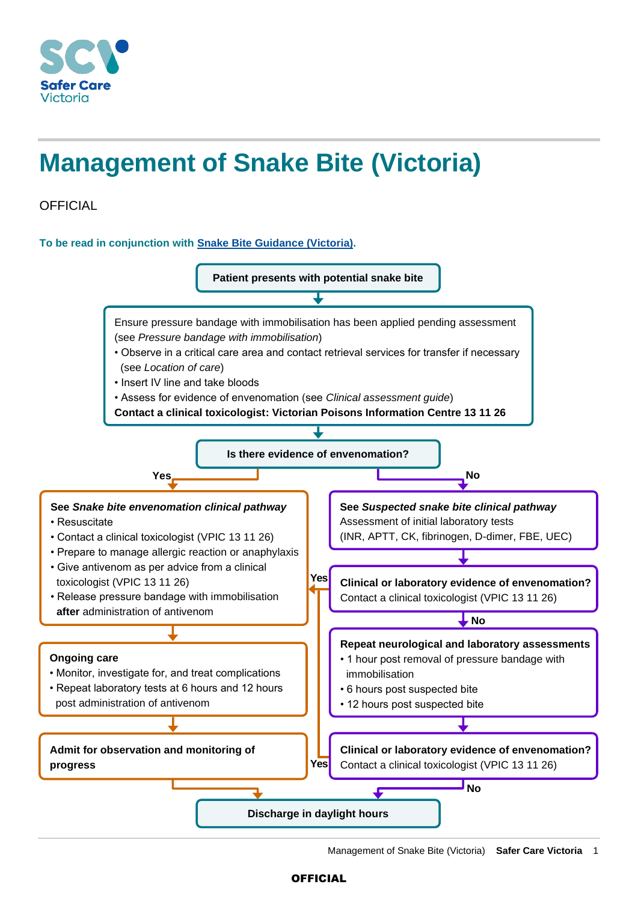# Management of Snake Bite (Victoria)

OFFICIAL

**To be read in conjunction with Snake Bite Guidance (Victoria).**

**Patient presents with potential snake bite**

Ensure pressure bandage with immobilisation has been applied pending assessment (see *Pressure bandage with immobilisation*)

- Observe in a critical care area and contact retrieval services for transfer if necessary (see *Location of care*)
- Insert IV line and take bloods
- Assess for evidence of envenomation (see *Clinical assessment guide*)

**Contact a clinical toxicologist: Victorian Poisons Information Centre 13 11 26**

**Is there evidence of envenomation?**

**Yes**

**See *Snake bite envenomation clinical pathway***

- Resuscitate
- Contact a clinical toxicologist (VPIC 13 11 26)
- Prepare to manage allergic reaction or anaphylaxis
- Give antivenom as per advice from a clinical toxicologist (VPIC 13 11 26)
- Release pressure bandage with immobilisation **after** administration of antivenom

**Ongoing care**

- Monitor, investigate for, and treat complications
- Repeat laboratory tests at 6 hours and 12 hours post administration of antivenom

**Admit for observation and monitoring of progress**

**No**

**See *Suspected snake bite clinical pathway***

Assessment of initial laboratory tests (INR, APTT, CK, fibrinogen, D-dimer, FBE, UEC)

**Clinical or laboratory evidence of envenomation?**

Contact a clinical toxicologist (VPIC 13 11 26)

- **Yes** → See *Snake bite envenomation clinical pathway*
- **No** → continue below

**Repeat neurological and laboratory assessments**

- 1 hour post removal of pressure bandage with immobilisation
- 6 hours post suspected bite
- 12 hours post suspected bite

**Clinical or laboratory evidence of envenomation?**

Contact a clinical toxicologist (VPIC 13 11 26)

- **Yes** → See *Snake bite envenomation clinical pathway*
- **No** → Discharge in daylight hours

**Discharge in daylight hours**

OFFICIAL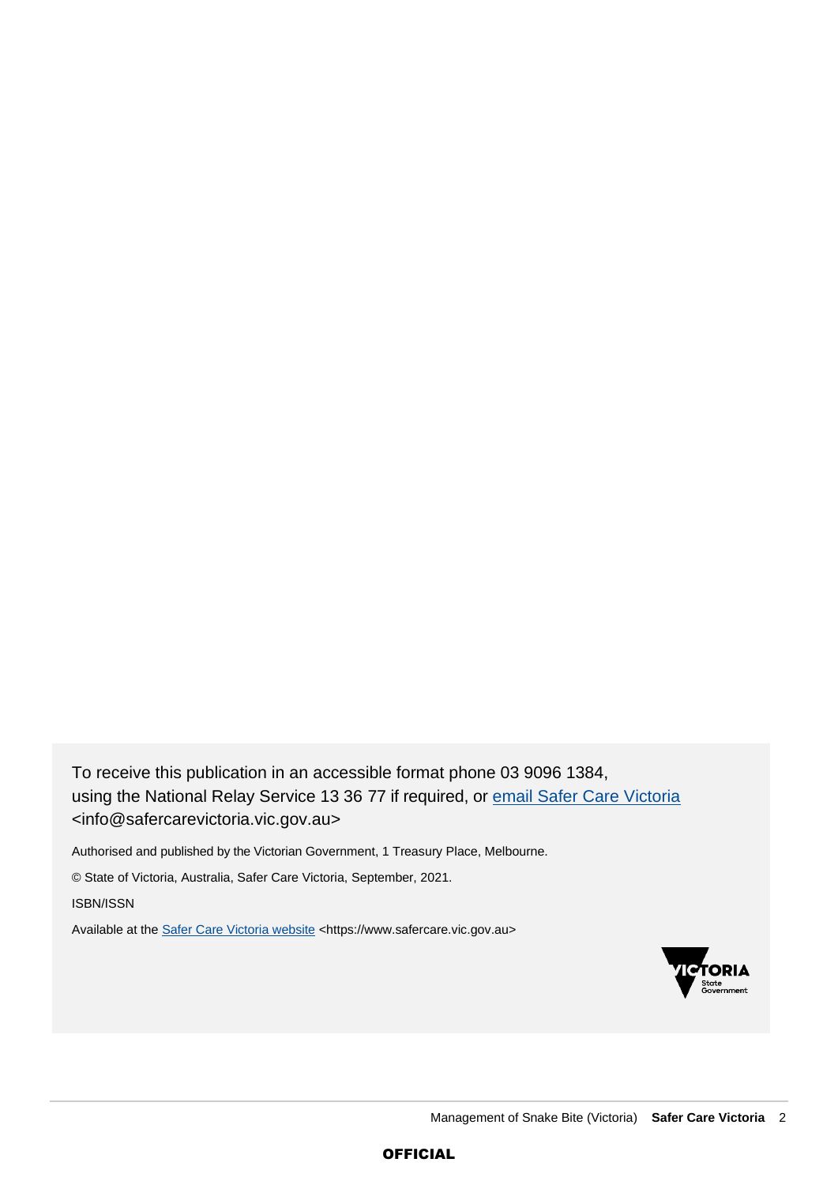To receive this publication in an accessible format phone 03 9096 1384, using the National Relay Service 13 36 77 if required, or [email Safer Care Victoria](mailto:info@safercarevictoria.vic.gov.au) <info@safercarevictoria.vic.gov.au>

Authorised and published by the Victorian Government, 1 Treasury Place, Melbourne.

© State of Victoria, Australia, Safer Care Victoria, September, 2021.

ISBN/ISSN

Available at the [Safer Care Victoria website](https://www.safercare.vic.gov.au) <https://www.safercare.vic.gov.au>

OFFICIAL